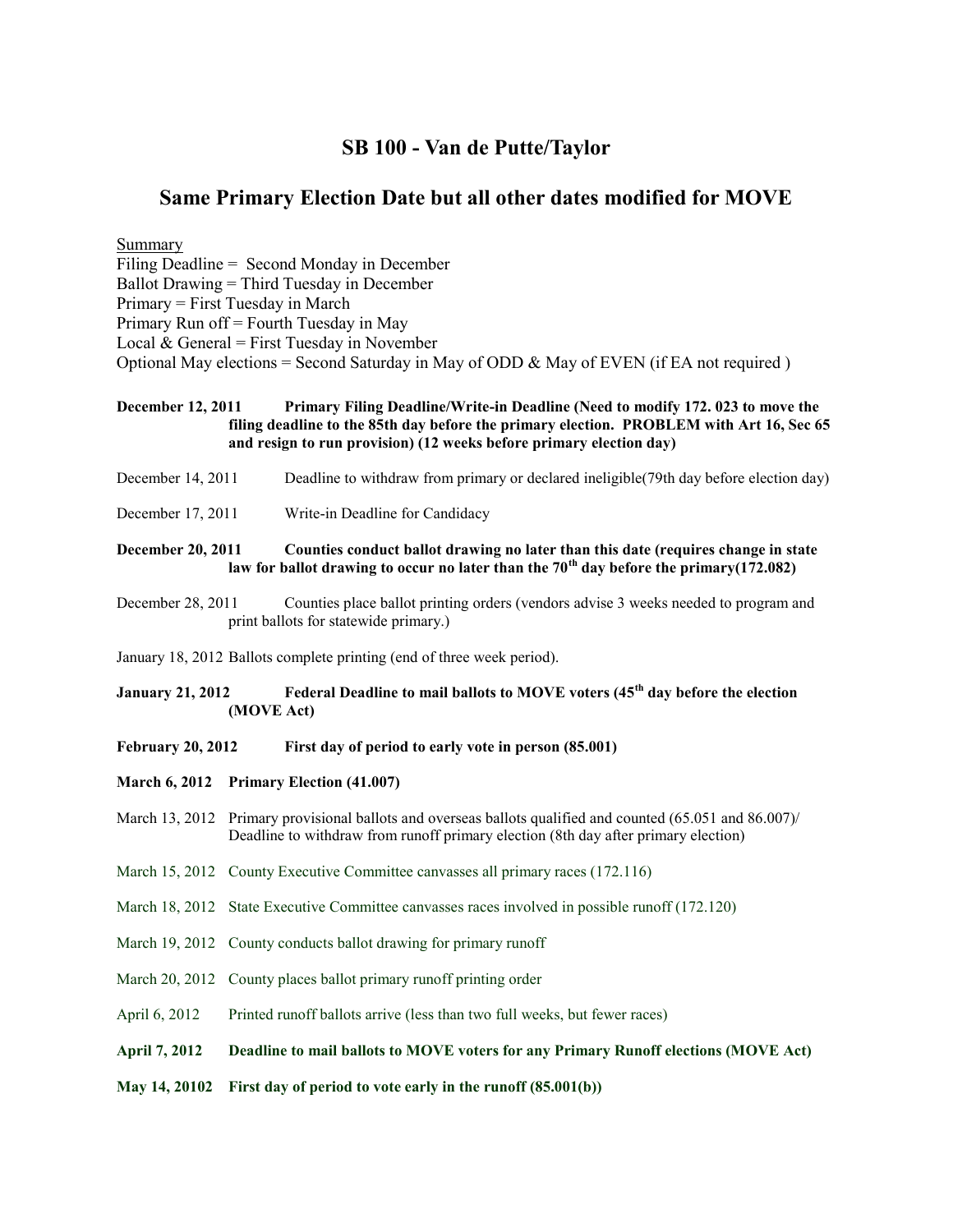# SB 100 - Van de Putte/Taylor

## Same Primary Election Date but all other dates modified for MOVE

<u>Summary</u>

Filing Deadline = Second Monday in December
Ballot Drawing = Third Tuesday in December
Primary = First Tuesday in March
Primary Run off = Fourth Tuesday in May
Local & General = First Tuesday in November
Optional May elections = Second Saturday in May of ODD & May of EVEN (if EA not required )

**December 12, 2011** **Primary Filing Deadline/Write-in Deadline (Need to modify 172. 023 to move the filing deadline to the 85th day before the primary election. PROBLEM with Art 16, Sec 65 and resign to run provision) (12 weeks before primary election day)**

December 14, 2011 Deadline to withdraw from primary or declared ineligible(79th day before election day)

December 17, 2011 Write-in Deadline for Candidacy

**December 20, 2011** **Counties conduct ballot drawing no later than this date (requires change in state law for ballot drawing to occur no later than the 70th day before the primary(172.082)**

December 28, 2011 Counties place ballot printing orders (vendors advise 3 weeks needed to program and print ballots for statewide primary.)

January 18, 2012 Ballots complete printing (end of three week period).

**January 21, 2012** **Federal Deadline to mail ballots to MOVE voters (45th day before the election (MOVE Act)**

**February 20, 2012** **First day of period to early vote in person (85.001)**

**March 6, 2012** **Primary Election (41.007)**

March 13, 2012 Primary provisional ballots and overseas ballots qualified and counted (65.051 and 86.007)/ Deadline to withdraw from runoff primary election (8th day after primary election)

March 15, 2012 County Executive Committee canvasses all primary races (172.116)

March 18, 2012 State Executive Committee canvasses races involved in possible runoff (172.120)

March 19, 2012 County conducts ballot drawing for primary runoff

March 20, 2012 County places ballot primary runoff printing order

April 6, 2012 Printed runoff ballots arrive (less than two full weeks, but fewer races)

**April 7, 2012** **Deadline to mail ballots to MOVE voters for any Primary Runoff elections (MOVE Act)**

**May 14, 20102** **First day of period to vote early in the runoff (85.001(b))**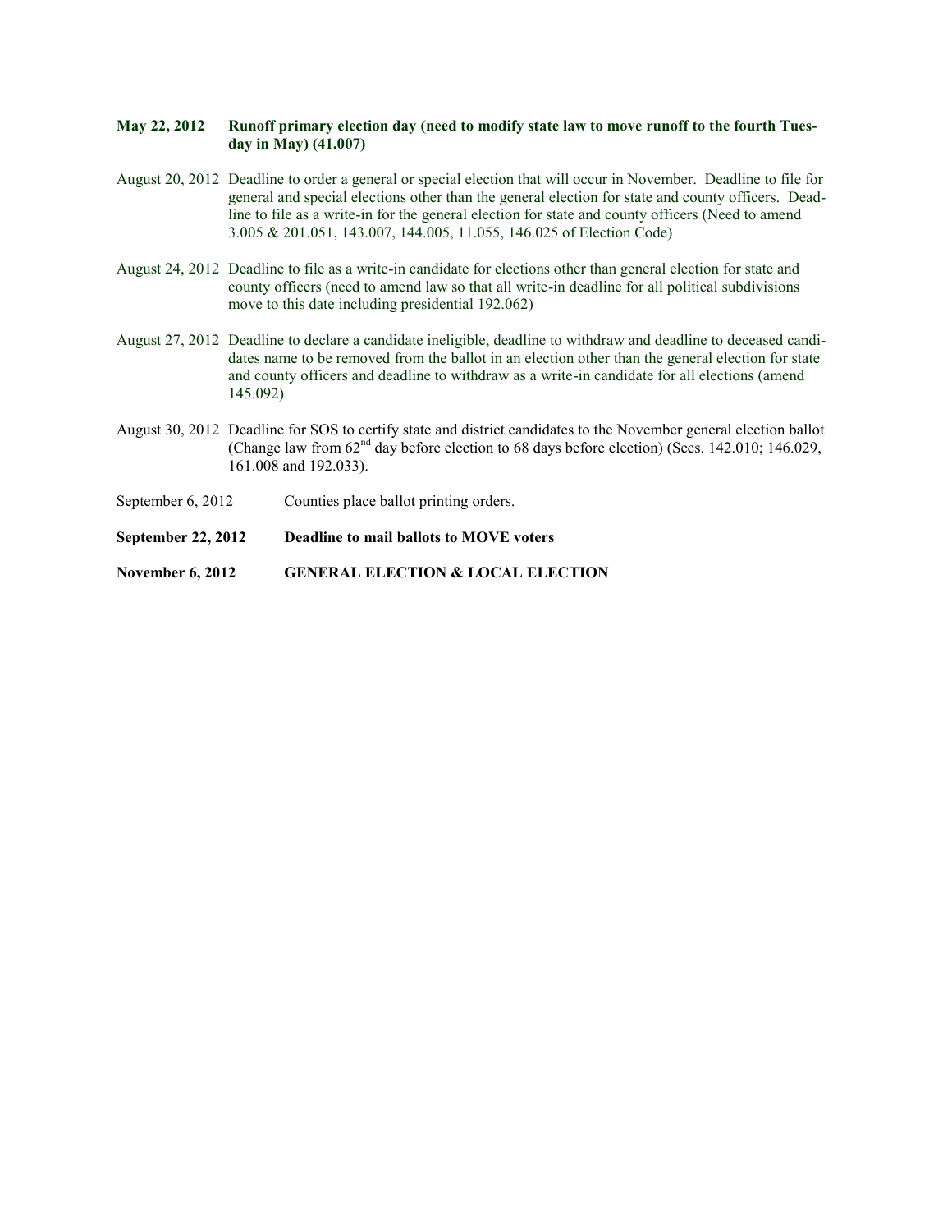**May 22, 2012** **Runoff primary election day (need to modify state law to move runoff to the fourth Tuesday in May) (41.007)**

August 20, 2012 Deadline to order a general or special election that will occur in November. Deadline to file for general and special elections other than the general election for state and county officers. Deadline to file as a write-in for the general election for state and county officers (Need to amend 3.005 & 201.051, 143.007, 144.005, 11.055, 146.025 of Election Code)

August 24, 2012 Deadline to file as a write-in candidate for elections other than general election for state and county officers (need to amend law so that all write-in deadline for all political subdivisions move to this date including presidential 192.062)

August 27, 2012 Deadline to declare a candidate ineligible, deadline to withdraw and deadline to deceased candidates name to be removed from the ballot in an election other than the general election for state and county officers and deadline to withdraw as a write-in candidate for all elections (amend 145.092)

August 30, 2012 Deadline for SOS to certify state and district candidates to the November general election ballot (Change law from 62nd day before election to 68 days before election) (Secs. 142.010; 146.029, 161.008 and 192.033).

September 6, 2012 Counties place ballot printing orders.

**September 22, 2012** **Deadline to mail ballots to MOVE voters**

**November 6, 2012** **GENERAL ELECTION & LOCAL ELECTION**